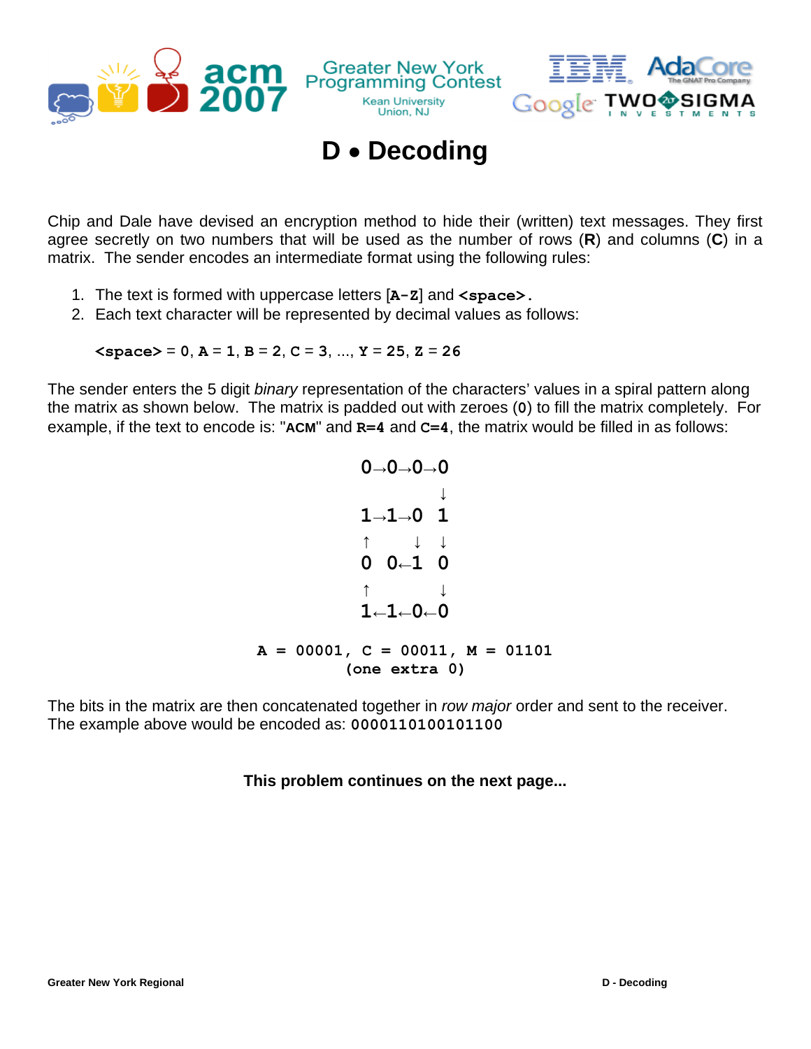# D • Decoding

Chip and Dale have devised an encryption method to hide their (written) text messages. They first agree secretly on two numbers that will be used as the number of rows (**R**) and columns (**C**) in a matrix. The sender encodes an intermediate format using the following rules:

1. The text is formed with uppercase letters [**A-Z**] and **<space>**.
2. Each text character will be represented by decimal values as follows:

   **<space>** = 0, **A** = 1, **B** = 2, **C** = 3, ..., **Y** = 25, **Z** = 26

The sender enters the 5 digit *binary* representation of the characters' values in a spiral pattern along the matrix as shown below. The matrix is padded out with zeroes (0) to fill the matrix completely. For example, if the text to encode is: "**ACM**" and **R=4** and **C=4**, the matrix would be filled in as follows:

```
0→0→0→0
      ↓
1→1→0 1
↑   ↓ ↓
0 0←1 0
↑     ↓
1←1←0←0
```

**A = 00001, C = 00011, M = 01101**
**(one extra 0)**

The bits in the matrix are then concatenated together in *row major* order and sent to the receiver. The example above would be encoded as: `0000110100101100`

**This problem continues on the next page...**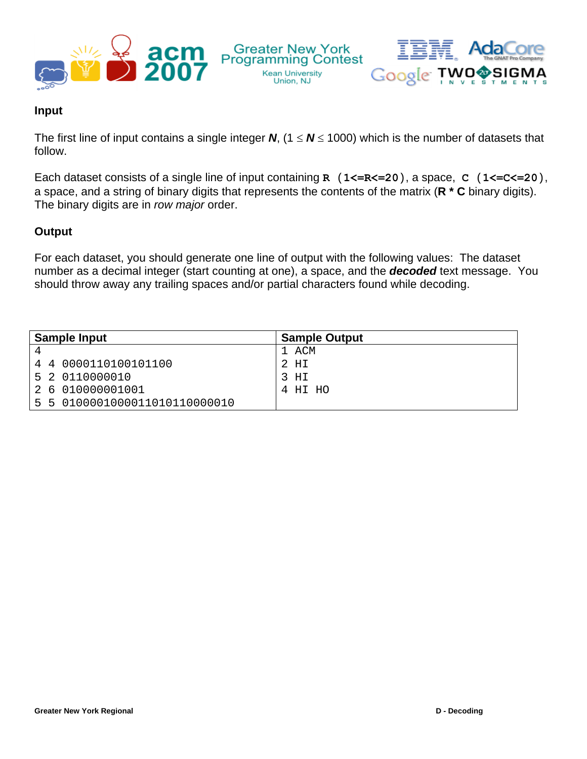## Input

The first line of input contains a single integer ***N***, (1 ≤ ***N*** ≤ 1000) which is the number of datasets that follow.

Each dataset consists of a single line of input containing **`R (1<=R<=20)`**, a space, **`C (1<=C<=20)`**, a space, and a string of binary digits that represents the contents of the matrix (**R * C** binary digits). The binary digits are in *row major* order.

## Output

For each dataset, you should generate one line of output with the following values: The dataset number as a decimal integer (start counting at one), a space, and the ***decoded*** text message. You should throw away any trailing spaces and/or partial characters found while decoding.

| Sample Input | Sample Output |
| --- | --- |
| 4<br>4 4 0000110100101100<br>5 2 0110000010<br>2 6 010000001001<br>5 5 0100001000011010110000010 | 1 ACM<br>2 HI<br>3 HI<br>4 HI HO |